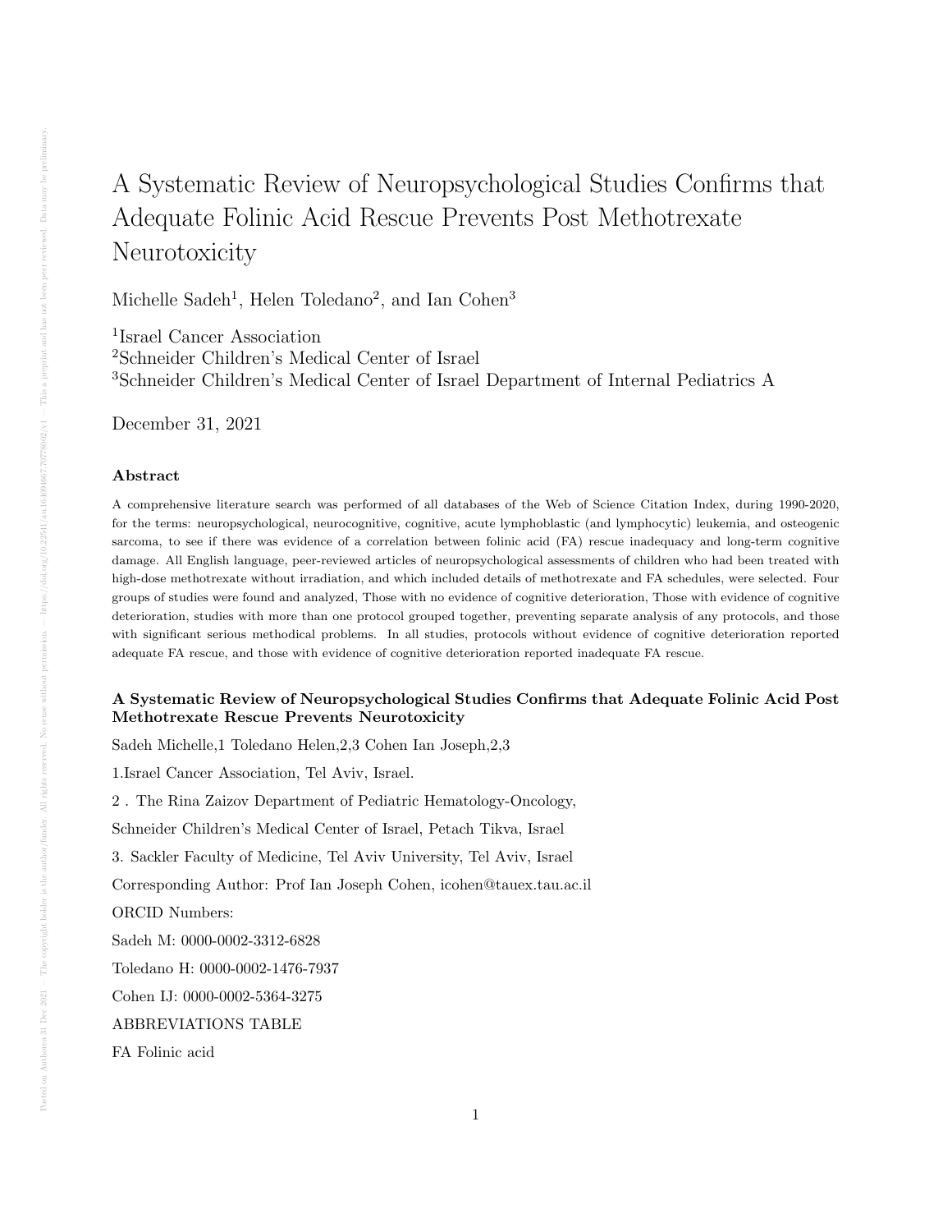# A Systematic Review of Neuropsychological Studies Confirms that Adequate Folinic Acid Rescue Prevents Post Methotrexate Neurotoxicity

Michelle Sadeh[1], Helen Toledano[2], and Ian Cohen[3]

[1]Israel Cancer Association
[2]Schneider Children's Medical Center of Israel
[3]Schneider Children's Medical Center of Israel Department of Internal Pediatrics A

December 31, 2021

### Abstract

A comprehensive literature search was performed of all databases of the Web of Science Citation Index, during 1990-2020, for the terms: neuropsychological, neurocognitive, cognitive, acute lymphoblastic (and lymphocytic) leukemia, and osteogenic sarcoma, to see if there was evidence of a correlation between folinic acid (FA) rescue inadequacy and long-term cognitive damage. All English language, peer-reviewed articles of neuropsychological assessments of children who had been treated with high-dose methotrexate without irradiation, and which included details of methotrexate and FA schedules, were selected. Four groups of studies were found and analyzed, Those with no evidence of cognitive deterioration, Those with evidence of cognitive deterioration, studies with more than one protocol grouped together, preventing separate analysis of any protocols, and those with significant serious methodical problems. In all studies, protocols without evidence of cognitive deterioration reported adequate FA rescue, and those with evidence of cognitive deterioration reported inadequate FA rescue.

**A Systematic Review of Neuropsychological Studies Confirms that Adequate Folinic Acid Post Methotrexate Rescue Prevents Neurotoxicity**

Sadeh Michelle,1 Toledano Helen,2,3 Cohen Ian Joseph,2,3

1.Israel Cancer Association, Tel Aviv, Israel.

2 . The Rina Zaizov Department of Pediatric Hematology-Oncology,

Schneider Children's Medical Center of Israel, Petach Tikva, Israel

3. Sackler Faculty of Medicine, Tel Aviv University, Tel Aviv, Israel

Corresponding Author: Prof Ian Joseph Cohen, icohen@tauex.tau.ac.il

ORCID Numbers:

Sadeh M: 0000-0002-3312-6828

Toledano H: 0000-0002-1476-7937

Cohen IJ: 0000-0002-5364-3275

ABBREVIATIONS TABLE

FA Folinic acid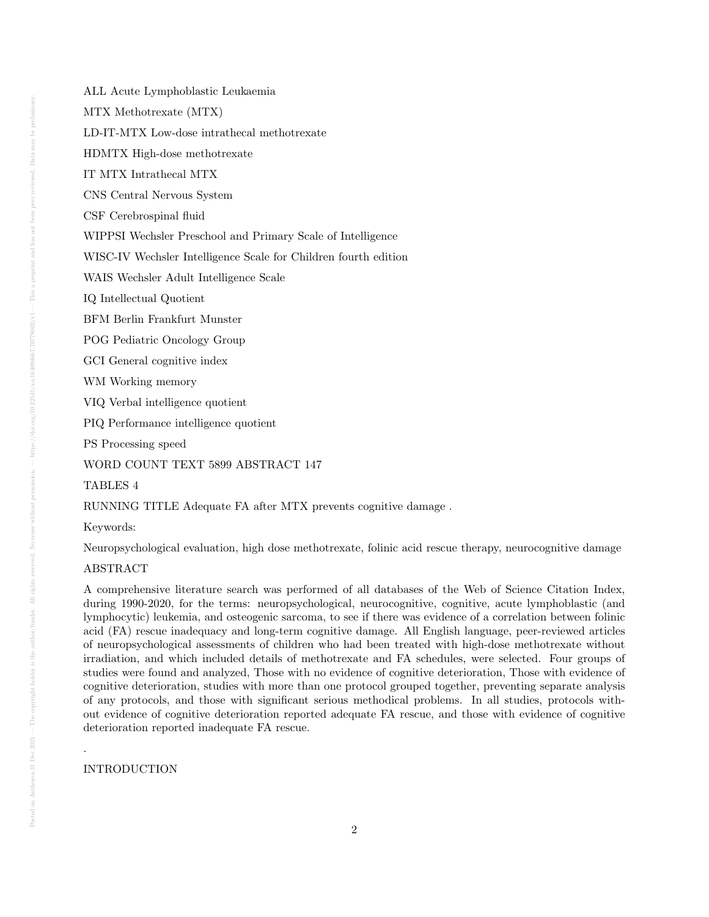ALL Acute Lymphoblastic Leukaemia

MTX Methotrexate (MTX)

LD-IT-MTX Low-dose intrathecal methotrexate

HDMTX High-dose methotrexate

IT MTX Intrathecal MTX

CNS Central Nervous System

CSF Cerebrospinal fluid

WIPPSI Wechsler Preschool and Primary Scale of Intelligence

WISC-IV Wechsler Intelligence Scale for Children fourth edition

WAIS Wechsler Adult Intelligence Scale

IQ Intellectual Quotient

BFM Berlin Frankfurt Munster

POG Pediatric Oncology Group

GCI General cognitive index

WM Working memory

VIQ Verbal intelligence quotient

PIQ Performance intelligence quotient

PS Processing speed

WORD COUNT TEXT 5899 ABSTRACT 147

TABLES 4

RUNNING TITLE Adequate FA after MTX prevents cognitive damage .

Keywords:

Neuropsychological evaluation, high dose methotrexate, folinic acid rescue therapy, neurocognitive damage

ABSTRACT

A comprehensive literature search was performed of all databases of the Web of Science Citation Index, during 1990-2020, for the terms: neuropsychological, neurocognitive, cognitive, acute lymphoblastic (and lymphocytic) leukemia, and osteogenic sarcoma, to see if there was evidence of a correlation between folinic acid (FA) rescue inadequacy and long-term cognitive damage. All English language, peer-reviewed articles of neuropsychological assessments of children who had been treated with high-dose methotrexate without irradiation, and which included details of methotrexate and FA schedules, were selected. Four groups of studies were found and analyzed, Those with no evidence of cognitive deterioration, Those with evidence of cognitive deterioration, studies with more than one protocol grouped together, preventing separate analysis of any protocols, and those with significant serious methodical problems. In all studies, protocols without evidence of cognitive deterioration reported adequate FA rescue, and those with evidence of cognitive deterioration reported inadequate FA rescue.

.

INTRODUCTION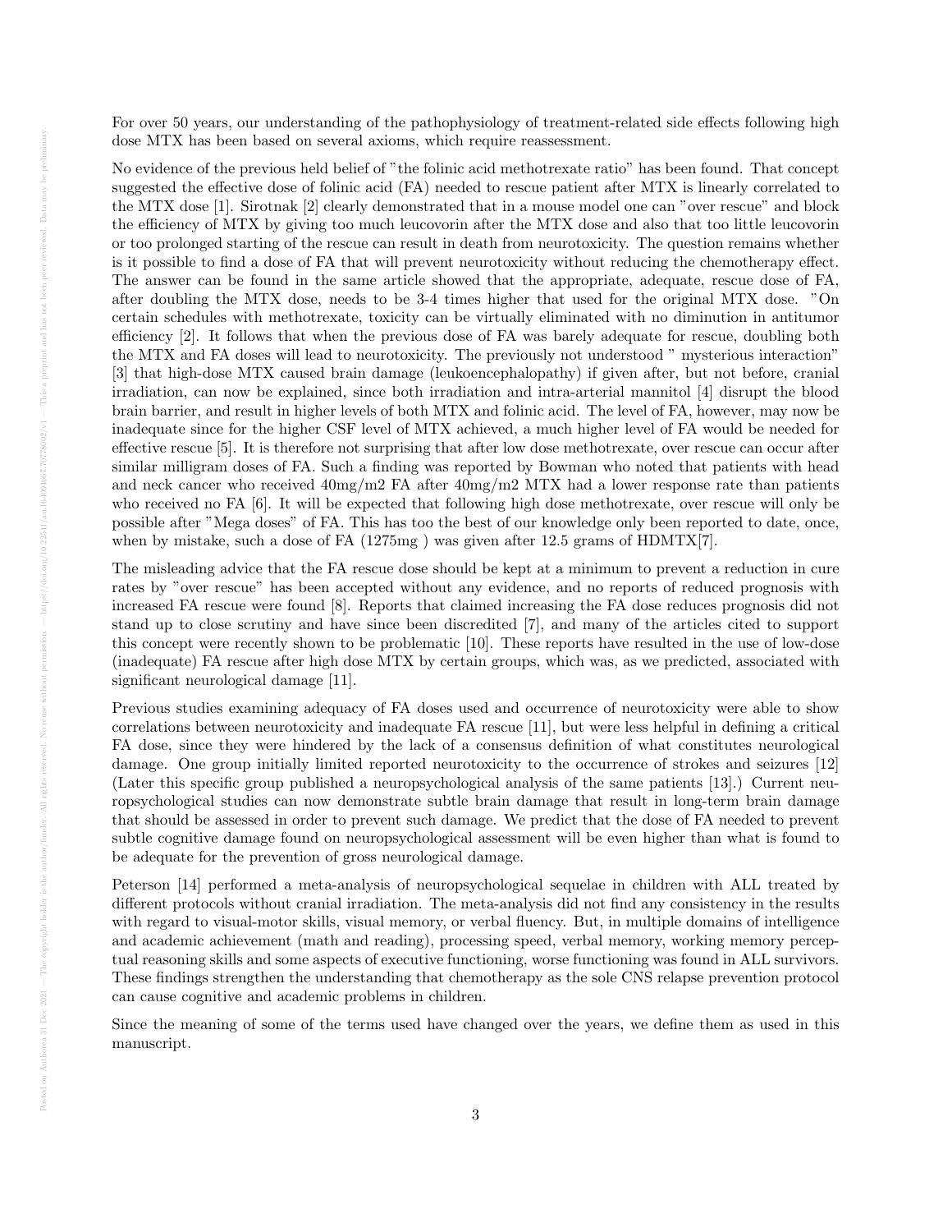For over 50 years, our understanding of the pathophysiology of treatment-related side effects following high dose MTX has been based on several axioms, which require reassessment.

No evidence of the previous held belief of "the folinic acid methotrexate ratio" has been found. That concept suggested the effective dose of folinic acid (FA) needed to rescue patient after MTX is linearly correlated to the MTX dose [1]. Sirotnak [2] clearly demonstrated that in a mouse model one can "over rescue" and block the efficiency of MTX by giving too much leucovorin after the MTX dose and also that too little leucovorin or too prolonged starting of the rescue can result in death from neurotoxicity. The question remains whether is it possible to find a dose of FA that will prevent neurotoxicity without reducing the chemotherapy effect. The answer can be found in the same article showed that the appropriate, adequate, rescue dose of FA, after doubling the MTX dose, needs to be 3-4 times higher that used for the original MTX dose. "On certain schedules with methotrexate, toxicity can be virtually eliminated with no diminution in antitumor efficiency [2]. It follows that when the previous dose of FA was barely adequate for rescue, doubling both the MTX and FA doses will lead to neurotoxicity. The previously not understood " mysterious interaction" [3] that high-dose MTX caused brain damage (leukoencephalopathy) if given after, but not before, cranial irradiation, can now be explained, since both irradiation and intra-arterial mannitol [4] disrupt the blood brain barrier, and result in higher levels of both MTX and folinic acid. The level of FA, however, may now be inadequate since for the higher CSF level of MTX achieved, a much higher level of FA would be needed for effective rescue [5]. It is therefore not surprising that after low dose methotrexate, over rescue can occur after similar milligram doses of FA. Such a finding was reported by Bowman who noted that patients with head and neck cancer who received 40mg/m2 FA after 40mg/m2 MTX had a lower response rate than patients who received no FA [6]. It will be expected that following high dose methotrexate, over rescue will only be possible after "Mega doses" of FA. This has too the best of our knowledge only been reported to date, once, when by mistake, such a dose of FA (1275mg ) was given after 12.5 grams of HDMTX[7].

The misleading advice that the FA rescue dose should be kept at a minimum to prevent a reduction in cure rates by "over rescue" has been accepted without any evidence, and no reports of reduced prognosis with increased FA rescue were found [8]. Reports that claimed increasing the FA dose reduces prognosis did not stand up to close scrutiny and have since been discredited [7], and many of the articles cited to support this concept were recently shown to be problematic [10]. These reports have resulted in the use of low-dose (inadequate) FA rescue after high dose MTX by certain groups, which was, as we predicted, associated with significant neurological damage [11].

Previous studies examining adequacy of FA doses used and occurrence of neurotoxicity were able to show correlations between neurotoxicity and inadequate FA rescue [11], but were less helpful in defining a critical FA dose, since they were hindered by the lack of a consensus definition of what constitutes neurological damage. One group initially limited reported neurotoxicity to the occurrence of strokes and seizures [12] (Later this specific group published a neuropsychological analysis of the same patients [13].) Current neuropsychological studies can now demonstrate subtle brain damage that result in long-term brain damage that should be assessed in order to prevent such damage. We predict that the dose of FA needed to prevent subtle cognitive damage found on neuropsychological assessment will be even higher than what is found to be adequate for the prevention of gross neurological damage.

Peterson [14] performed a meta-analysis of neuropsychological sequelae in children with ALL treated by different protocols without cranial irradiation. The meta-analysis did not find any consistency in the results with regard to visual-motor skills, visual memory, or verbal fluency. But, in multiple domains of intelligence and academic achievement (math and reading), processing speed, verbal memory, working memory perceptual reasoning skills and some aspects of executive functioning, worse functioning was found in ALL survivors. These findings strengthen the understanding that chemotherapy as the sole CNS relapse prevention protocol can cause cognitive and academic problems in children.

Since the meaning of some of the terms used have changed over the years, we define them as used in this manuscript.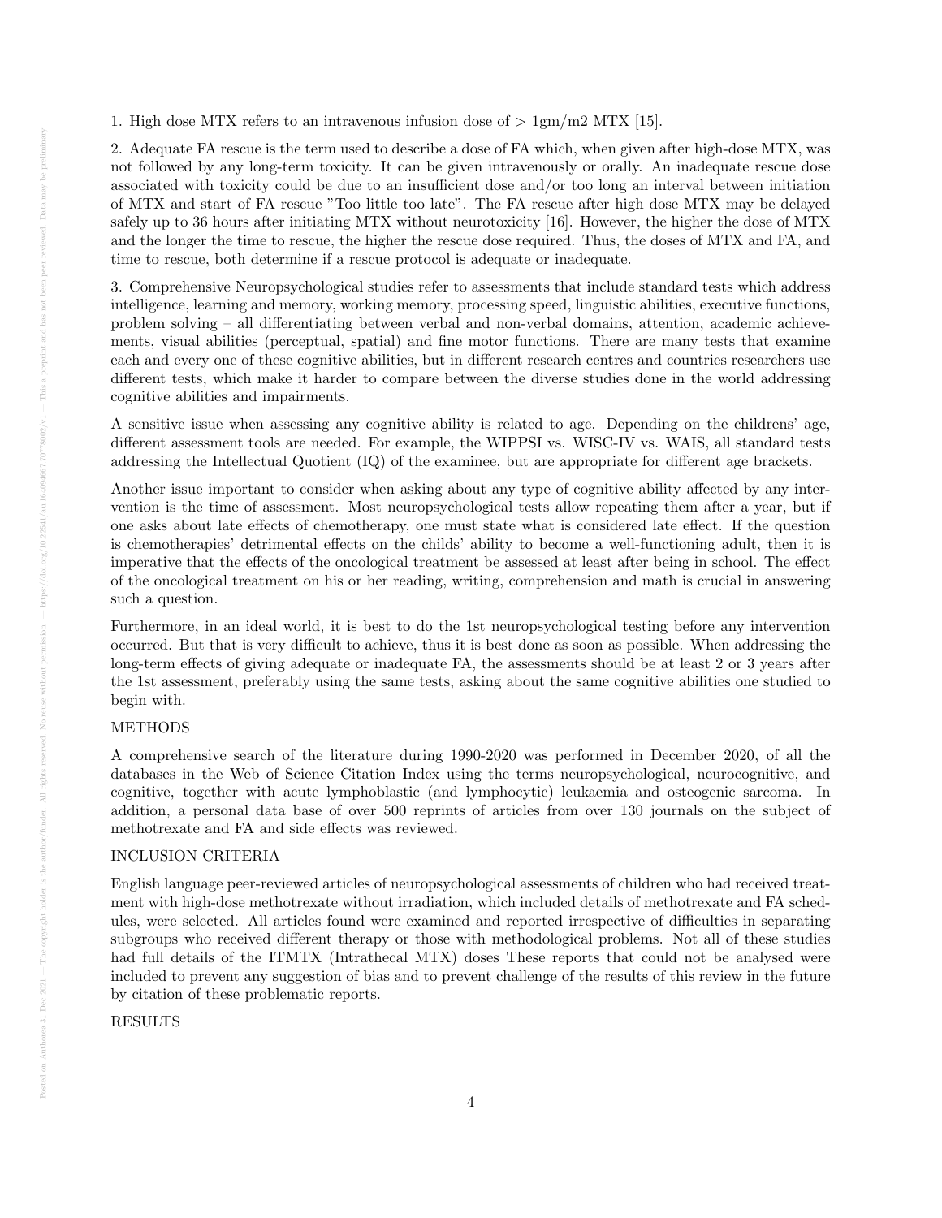1. High dose MTX refers to an intravenous infusion dose of > 1gm/m2 MTX [15].

2. Adequate FA rescue is the term used to describe a dose of FA which, when given after high-dose MTX, was not followed by any long-term toxicity. It can be given intravenously or orally. An inadequate rescue dose associated with toxicity could be due to an insufficient dose and/or too long an interval between initiation of MTX and start of FA rescue "Too little too late". The FA rescue after high dose MTX may be delayed safely up to 36 hours after initiating MTX without neurotoxicity [16]. However, the higher the dose of MTX and the longer the time to rescue, the higher the rescue dose required. Thus, the doses of MTX and FA, and time to rescue, both determine if a rescue protocol is adequate or inadequate.

3. Comprehensive Neuropsychological studies refer to assessments that include standard tests which address intelligence, learning and memory, working memory, processing speed, linguistic abilities, executive functions, problem solving – all differentiating between verbal and non-verbal domains, attention, academic achievements, visual abilities (perceptual, spatial) and fine motor functions. There are many tests that examine each and every one of these cognitive abilities, but in different research centres and countries researchers use different tests, which make it harder to compare between the diverse studies done in the world addressing cognitive abilities and impairments.

A sensitive issue when assessing any cognitive ability is related to age. Depending on the childrens' age, different assessment tools are needed. For example, the WIPPSI vs. WISC-IV vs. WAIS, all standard tests addressing the Intellectual Quotient (IQ) of the examinee, but are appropriate for different age brackets.

Another issue important to consider when asking about any type of cognitive ability affected by any intervention is the time of assessment. Most neuropsychological tests allow repeating them after a year, but if one asks about late effects of chemotherapy, one must state what is considered late effect. If the question is chemotherapies' detrimental effects on the childs' ability to become a well-functioning adult, then it is imperative that the effects of the oncological treatment be assessed at least after being in school. The effect of the oncological treatment on his or her reading, writing, comprehension and math is crucial in answering such a question.

Furthermore, in an ideal world, it is best to do the 1st neuropsychological testing before any intervention occurred. But that is very difficult to achieve, thus it is best done as soon as possible. When addressing the long-term effects of giving adequate or inadequate FA, the assessments should be at least 2 or 3 years after the 1st assessment, preferably using the same tests, asking about the same cognitive abilities one studied to begin with.

## METHODS

A comprehensive search of the literature during 1990-2020 was performed in December 2020, of all the databases in the Web of Science Citation Index using the terms neuropsychological, neurocognitive, and cognitive, together with acute lymphoblastic (and lymphocytic) leukaemia and osteogenic sarcoma. In addition, a personal data base of over 500 reprints of articles from over 130 journals on the subject of methotrexate and FA and side effects was reviewed.

## INCLUSION CRITERIA

English language peer-reviewed articles of neuropsychological assessments of children who had received treatment with high-dose methotrexate without irradiation, which included details of methotrexate and FA schedules, were selected. All articles found were examined and reported irrespective of difficulties in separating subgroups who received different therapy or those with methodological problems. Not all of these studies had full details of the ITMTX (Intrathecal MTX) doses These reports that could not be analysed were included to prevent any suggestion of bias and to prevent challenge of the results of this review in the future by citation of these problematic reports.

## RESULTS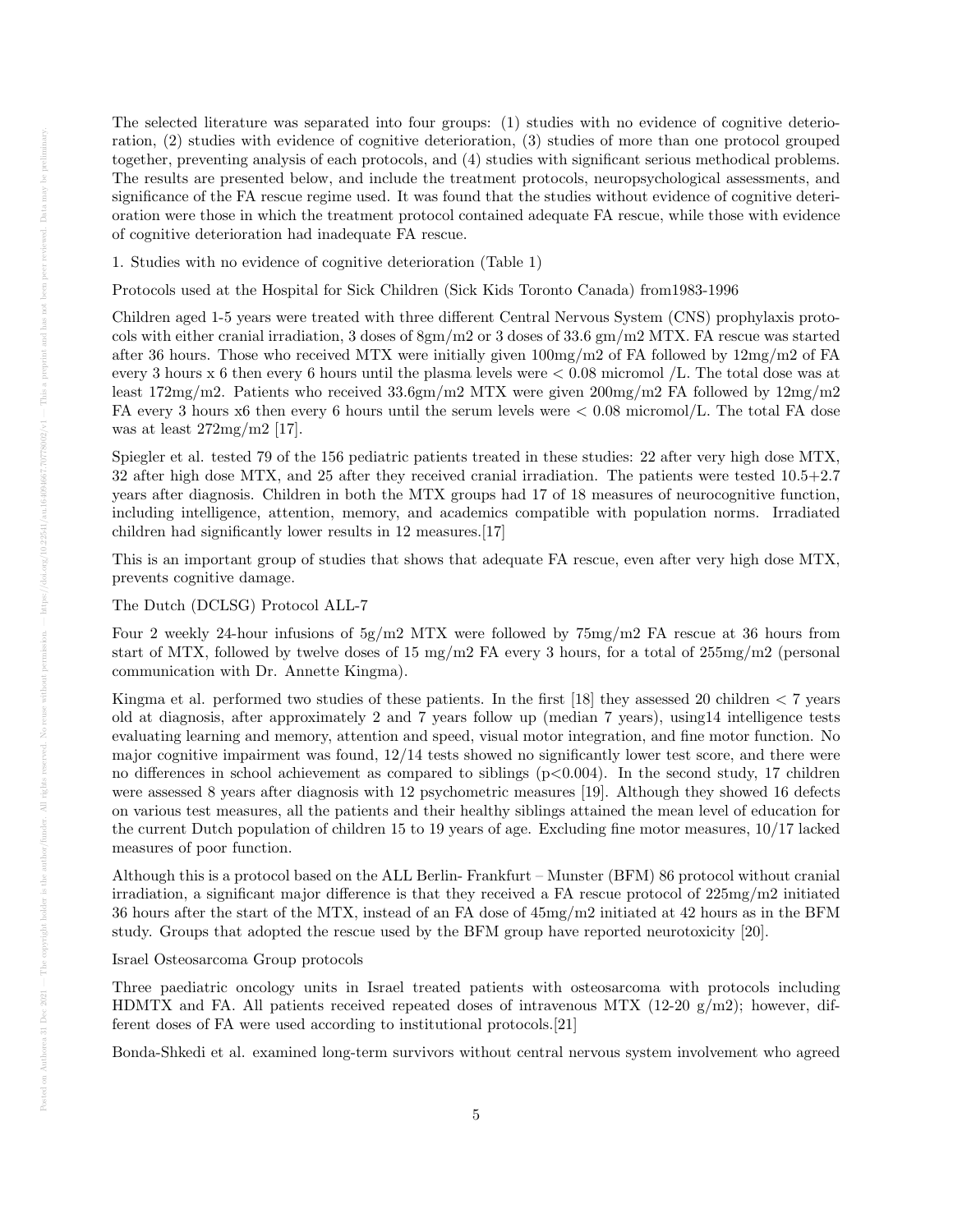The selected literature was separated into four groups: (1) studies with no evidence of cognitive deterioration, (2) studies with evidence of cognitive deterioration, (3) studies of more than one protocol grouped together, preventing analysis of each protocols, and (4) studies with significant serious methodical problems. The results are presented below, and include the treatment protocols, neuropsychological assessments, and significance of the FA rescue regime used. It was found that the studies without evidence of cognitive deterioration were those in which the treatment protocol contained adequate FA rescue, while those with evidence of cognitive deterioration had inadequate FA rescue.

1. Studies with no evidence of cognitive deterioration (Table 1)

Protocols used at the Hospital for Sick Children (Sick Kids Toronto Canada) from1983-1996

Children aged 1-5 years were treated with three different Central Nervous System (CNS) prophylaxis protocols with either cranial irradiation, 3 doses of 8gm/m2 or 3 doses of 33.6 gm/m2 MTX. FA rescue was started after 36 hours. Those who received MTX were initially given 100mg/m2 of FA followed by 12mg/m2 of FA every 3 hours x 6 then every 6 hours until the plasma levels were < 0.08 micromol /L. The total dose was at least 172mg/m2. Patients who received 33.6gm/m2 MTX were given 200mg/m2 FA followed by 12mg/m2 FA every 3 hours x6 then every 6 hours until the serum levels were < 0.08 micromol/L. The total FA dose was at least 272mg/m2 [17].

Spiegler et al. tested 79 of the 156 pediatric patients treated in these studies: 22 after very high dose MTX, 32 after high dose MTX, and 25 after they received cranial irradiation. The patients were tested 10.5+2.7 years after diagnosis. Children in both the MTX groups had 17 of 18 measures of neurocognitive function, including intelligence, attention, memory, and academics compatible with population norms. Irradiated children had significantly lower results in 12 measures.[17]

This is an important group of studies that shows that adequate FA rescue, even after very high dose MTX, prevents cognitive damage.

The Dutch (DCLSG) Protocol ALL-7

Four 2 weekly 24-hour infusions of 5g/m2 MTX were followed by 75mg/m2 FA rescue at 36 hours from start of MTX, followed by twelve doses of 15 mg/m2 FA every 3 hours, for a total of 255mg/m2 (personal communication with Dr. Annette Kingma).

Kingma et al. performed two studies of these patients. In the first [18] they assessed 20 children < 7 years old at diagnosis, after approximately 2 and 7 years follow up (median 7 years), using14 intelligence tests evaluating learning and memory, attention and speed, visual motor integration, and fine motor function. No major cognitive impairment was found, 12/14 tests showed no significantly lower test score, and there were no differences in school achievement as compared to siblings ($p<0.004$). In the second study, 17 children were assessed 8 years after diagnosis with 12 psychometric measures [19]. Although they showed 16 defects on various test measures, all the patients and their healthy siblings attained the mean level of education for the current Dutch population of children 15 to 19 years of age. Excluding fine motor measures, 10/17 lacked measures of poor function.

Although this is a protocol based on the ALL Berlin- Frankfurt – Munster (BFM) 86 protocol without cranial irradiation, a significant major difference is that they received a FA rescue protocol of 225mg/m2 initiated 36 hours after the start of the MTX, instead of an FA dose of 45mg/m2 initiated at 42 hours as in the BFM study. Groups that adopted the rescue used by the BFM group have reported neurotoxicity [20].

Israel Osteosarcoma Group protocols

Three paediatric oncology units in Israel treated patients with osteosarcoma with protocols including HDMTX and FA. All patients received repeated doses of intravenous MTX (12-20 g/m2); however, different doses of FA were used according to institutional protocols.[21]

Bonda-Shkedi et al. examined long-term survivors without central nervous system involvement who agreed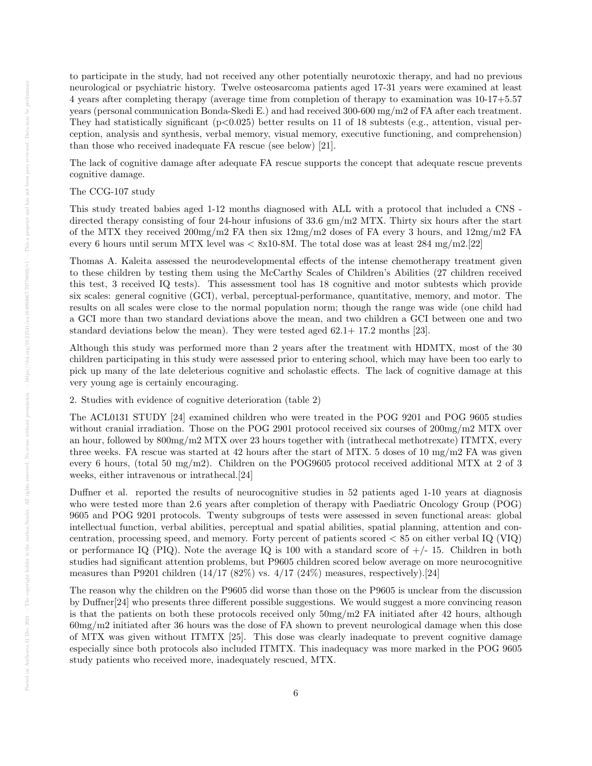to participate in the study, had not received any other potentially neurotoxic therapy, and had no previous neurological or psychiatric history. Twelve osteosarcoma patients aged 17-31 years were examined at least 4 years after completing therapy (average time from completion of therapy to examination was 10-17+5.57 years (personal communication Bonda-Skedi E.) and had received 300-600 mg/m2 of FA after each treatment. They had statistically significant ($p<0.025$) better results on 11 of 18 subtests (e.g., attention, visual perception, analysis and synthesis, verbal memory, visual memory, executive functioning, and comprehension) than those who received inadequate FA rescue (see below) [21].

The lack of cognitive damage after adequate FA rescue supports the concept that adequate rescue prevents cognitive damage.

The CCG-107 study

This study treated babies aged 1-12 months diagnosed with ALL with a protocol that included a CNS - directed therapy consisting of four 24-hour infusions of 33.6 gm/m2 MTX. Thirty six hours after the start of the MTX they received 200mg/m2 FA then six 12mg/m2 doses of FA every 3 hours, and 12mg/m2 FA every 6 hours until serum MTX level was $< 8\text{x}10\text{-}8\text{M}$. The total dose was at least 284 mg/m2.[22]

Thomas A. Kaleita assessed the neurodevelopmental effects of the intense chemotherapy treatment given to these children by testing them using the McCarthy Scales of Children's Abilities (27 children received this test, 3 received IQ tests). This assessment tool has 18 cognitive and motor subtests which provide six scales: general cognitive (GCI), verbal, perceptual-performance, quantitative, memory, and motor. The results on all scales were close to the normal population norm; though the range was wide (one child had a GCI more than two standard deviations above the mean, and two children a GCI between one and two standard deviations below the mean). They were tested aged 62.1+ 17.2 months [23].

Although this study was performed more than 2 years after the treatment with HDMTX, most of the 30 children participating in this study were assessed prior to entering school, which may have been too early to pick up many of the late deleterious cognitive and scholastic effects. The lack of cognitive damage at this very young age is certainly encouraging.

2. Studies with evidence of cognitive deterioration (table 2)

The ACL0131 STUDY [24] examined children who were treated in the POG 9201 and POG 9605 studies without cranial irradiation. Those on the POG 2901 protocol received six courses of 200mg/m2 MTX over an hour, followed by 800mg/m2 MTX over 23 hours together with (intrathecal methotrexate) ITMTX, every three weeks. FA rescue was started at 42 hours after the start of MTX. 5 doses of 10 mg/m2 FA was given every 6 hours, (total 50 mg/m2). Children on the POG9605 protocol received additional MTX at 2 of 3 weeks, either intravenous or intrathecal.[24]

Duffner et al. reported the results of neurocognitive studies in 52 patients aged 1-10 years at diagnosis who were tested more than 2.6 years after completion of therapy with Paediatric Oncology Group (POG) 9605 and POG 9201 protocols. Twenty subgroups of tests were assessed in seven functional areas: global intellectual function, verbal abilities, perceptual and spatial abilities, spatial planning, attention and concentration, processing speed, and memory. Forty percent of patients scored $< 85$ on either verbal IQ (VIQ) or performance IQ (PIQ). Note the average IQ is 100 with a standard score of +/- 15. Children in both studies had significant attention problems, but P9605 children scored below average on more neurocognitive measures than P9201 children (14/17 (82%) vs. 4/17 (24%) measures, respectively).[24]

The reason why the children on the P9605 did worse than those on the P9605 is unclear from the discussion by Duffner[24] who presents three different possible suggestions. We would suggest a more convincing reason is that the patients on both these protocols received only 50mg/m2 FA initiated after 42 hours, although 60mg/m2 initiated after 36 hours was the dose of FA shown to prevent neurological damage when this dose of MTX was given without ITMTX [25]. This dose was clearly inadequate to prevent cognitive damage especially since both protocols also included ITMTX. This inadequacy was more marked in the POG 9605 study patients who received more, inadequately rescued, MTX.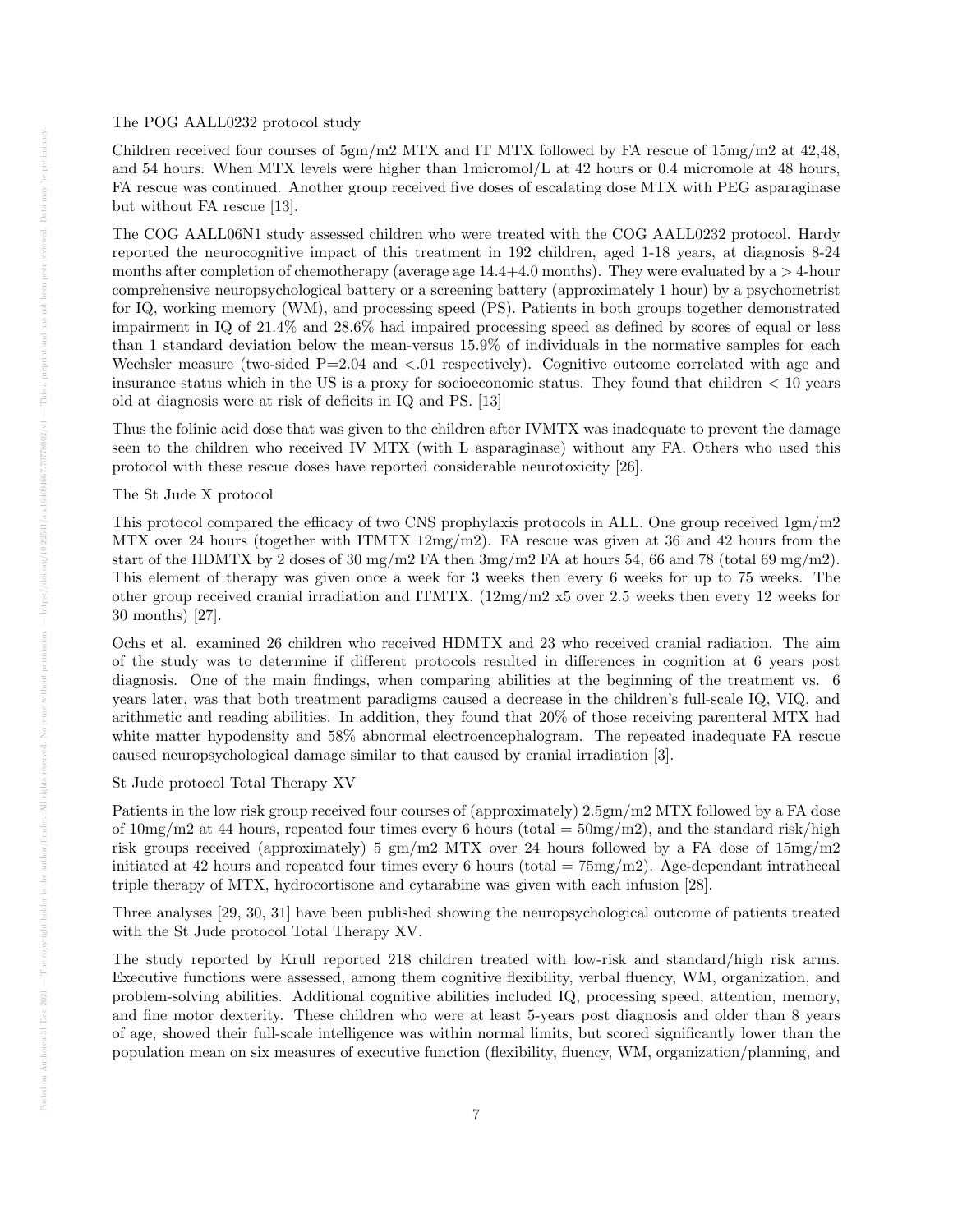The POG AALL0232 protocol study

Children received four courses of 5gm/m2 MTX and IT MTX followed by FA rescue of 15mg/m2 at 42,48, and 54 hours. When MTX levels were higher than 1micromol/L at 42 hours or 0.4 micromole at 48 hours, FA rescue was continued. Another group received five doses of escalating dose MTX with PEG asparaginase but without FA rescue [13].

The COG AALL06N1 study assessed children who were treated with the COG AALL0232 protocol. Hardy reported the neurocognitive impact of this treatment in 192 children, aged 1-18 years, at diagnosis 8-24 months after completion of chemotherapy (average age 14.4+4.0 months). They were evaluated by a > 4-hour comprehensive neuropsychological battery or a screening battery (approximately 1 hour) by a psychometrist for IQ, working memory (WM), and processing speed (PS). Patients in both groups together demonstrated impairment in IQ of 21.4% and 28.6% had impaired processing speed as defined by scores of equal or less than 1 standard deviation below the mean-versus 15.9% of individuals in the normative samples for each Wechsler measure (two-sided P=2.04 and <.01 respectively). Cognitive outcome correlated with age and insurance status which in the US is a proxy for socioeconomic status. They found that children < 10 years old at diagnosis were at risk of deficits in IQ and PS. [13]

Thus the folinic acid dose that was given to the children after IVMTX was inadequate to prevent the damage seen to the children who received IV MTX (with L asparaginase) without any FA. Others who used this protocol with these rescue doses have reported considerable neurotoxicity [26].

The St Jude X protocol

This protocol compared the efficacy of two CNS prophylaxis protocols in ALL. One group received 1gm/m2 MTX over 24 hours (together with ITMTX 12mg/m2). FA rescue was given at 36 and 42 hours from the start of the HDMTX by 2 doses of 30 mg/m2 FA then 3mg/m2 FA at hours 54, 66 and 78 (total 69 mg/m2). This element of therapy was given once a week for 3 weeks then every 6 weeks for up to 75 weeks. The other group received cranial irradiation and ITMTX. (12mg/m2 x5 over 2.5 weeks then every 12 weeks for 30 months) [27].

Ochs et al. examined 26 children who received HDMTX and 23 who received cranial radiation. The aim of the study was to determine if different protocols resulted in differences in cognition at 6 years post diagnosis. One of the main findings, when comparing abilities at the beginning of the treatment vs. 6 years later, was that both treatment paradigms caused a decrease in the children's full-scale IQ, VIQ, and arithmetic and reading abilities. In addition, they found that 20% of those receiving parenteral MTX had white matter hypodensity and 58% abnormal electroencephalogram. The repeated inadequate FA rescue caused neuropsychological damage similar to that caused by cranial irradiation [3].

St Jude protocol Total Therapy XV

Patients in the low risk group received four courses of (approximately) 2.5gm/m2 MTX followed by a FA dose of 10mg/m2 at 44 hours, repeated four times every 6 hours (total = 50mg/m2), and the standard risk/high risk groups received (approximately) 5 gm/m2 MTX over 24 hours followed by a FA dose of 15mg/m2 initiated at 42 hours and repeated four times every 6 hours (total = 75mg/m2). Age-dependant intrathecal triple therapy of MTX, hydrocortisone and cytarabine was given with each infusion [28].

Three analyses [29, 30, 31] have been published showing the neuropsychological outcome of patients treated with the St Jude protocol Total Therapy XV.

The study reported by Krull reported 218 children treated with low-risk and standard/high risk arms. Executive functions were assessed, among them cognitive flexibility, verbal fluency, WM, organization, and problem-solving abilities. Additional cognitive abilities included IQ, processing speed, attention, memory, and fine motor dexterity. These children who were at least 5-years post diagnosis and older than 8 years of age, showed their full-scale intelligence was within normal limits, but scored significantly lower than the population mean on six measures of executive function (flexibility, fluency, WM, organization/planning, and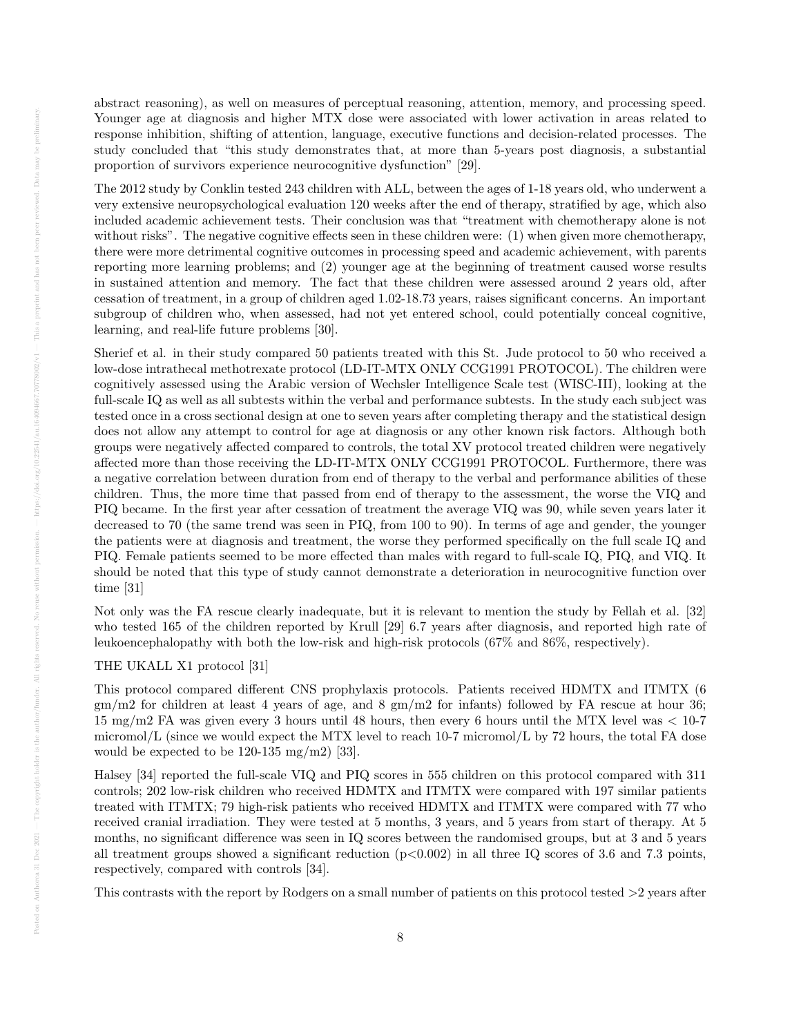abstract reasoning), as well on measures of perceptual reasoning, attention, memory, and processing speed. Younger age at diagnosis and higher MTX dose were associated with lower activation in areas related to response inhibition, shifting of attention, language, executive functions and decision-related processes. The study concluded that "this study demonstrates that, at more than 5-years post diagnosis, a substantial proportion of survivors experience neurocognitive dysfunction" [29].

The 2012 study by Conklin tested 243 children with ALL, between the ages of 1-18 years old, who underwent a very extensive neuropsychological evaluation 120 weeks after the end of therapy, stratified by age, which also included academic achievement tests. Their conclusion was that "treatment with chemotherapy alone is not without risks". The negative cognitive effects seen in these children were: (1) when given more chemotherapy, there were more detrimental cognitive outcomes in processing speed and academic achievement, with parents reporting more learning problems; and (2) younger age at the beginning of treatment caused worse results in sustained attention and memory. The fact that these children were assessed around 2 years old, after cessation of treatment, in a group of children aged 1.02-18.73 years, raises significant concerns. An important subgroup of children who, when assessed, had not yet entered school, could potentially conceal cognitive, learning, and real-life future problems [30].

Sherief et al. in their study compared 50 patients treated with this St. Jude protocol to 50 who received a low-dose intrathecal methotrexate protocol (LD-IT-MTX ONLY CCG1991 PROTOCOL). The children were cognitively assessed using the Arabic version of Wechsler Intelligence Scale test (WISC-III), looking at the full-scale IQ as well as all subtests within the verbal and performance subtests. In the study each subject was tested once in a cross sectional design at one to seven years after completing therapy and the statistical design does not allow any attempt to control for age at diagnosis or any other known risk factors. Although both groups were negatively affected compared to controls, the total XV protocol treated children were negatively affected more than those receiving the LD-IT-MTX ONLY CCG1991 PROTOCOL. Furthermore, there was a negative correlation between duration from end of therapy to the verbal and performance abilities of these children. Thus, the more time that passed from end of therapy to the assessment, the worse the VIQ and PIQ became. In the first year after cessation of treatment the average VIQ was 90, while seven years later it decreased to 70 (the same trend was seen in PIQ, from 100 to 90). In terms of age and gender, the younger the patients were at diagnosis and treatment, the worse they performed specifically on the full scale IQ and PIQ. Female patients seemed to be more effected than males with regard to full-scale IQ, PIQ, and VIQ. It should be noted that this type of study cannot demonstrate a deterioration in neurocognitive function over time [31]

Not only was the FA rescue clearly inadequate, but it is relevant to mention the study by Fellah et al. [32] who tested 165 of the children reported by Krull [29] 6.7 years after diagnosis, and reported high rate of leukoencephalopathy with both the low-risk and high-risk protocols (67% and 86%, respectively).

THE UKALL X1 protocol [31]

This protocol compared different CNS prophylaxis protocols. Patients received HDMTX and ITMTX (6 gm/m2 for children at least 4 years of age, and 8 gm/m2 for infants) followed by FA rescue at hour 36; 15 mg/m2 FA was given every 3 hours until 48 hours, then every 6 hours until the MTX level was < 10-7 micromol/L (since we would expect the MTX level to reach 10-7 micromol/L by 72 hours, the total FA dose would be expected to be 120-135 mg/m2) [33].

Halsey [34] reported the full-scale VIQ and PIQ scores in 555 children on this protocol compared with 311 controls; 202 low-risk children who received HDMTX and ITMTX were compared with 197 similar patients treated with ITMTX; 79 high-risk patients who received HDMTX and ITMTX were compared with 77 who received cranial irradiation. They were tested at 5 months, 3 years, and 5 years from start of therapy. At 5 months, no significant difference was seen in IQ scores between the randomised groups, but at 3 and 5 years all treatment groups showed a significant reduction ($p<0.002$) in all three IQ scores of 3.6 and 7.3 points, respectively, compared with controls [34].

This contrasts with the report by Rodgers on a small number of patients on this protocol tested >2 years after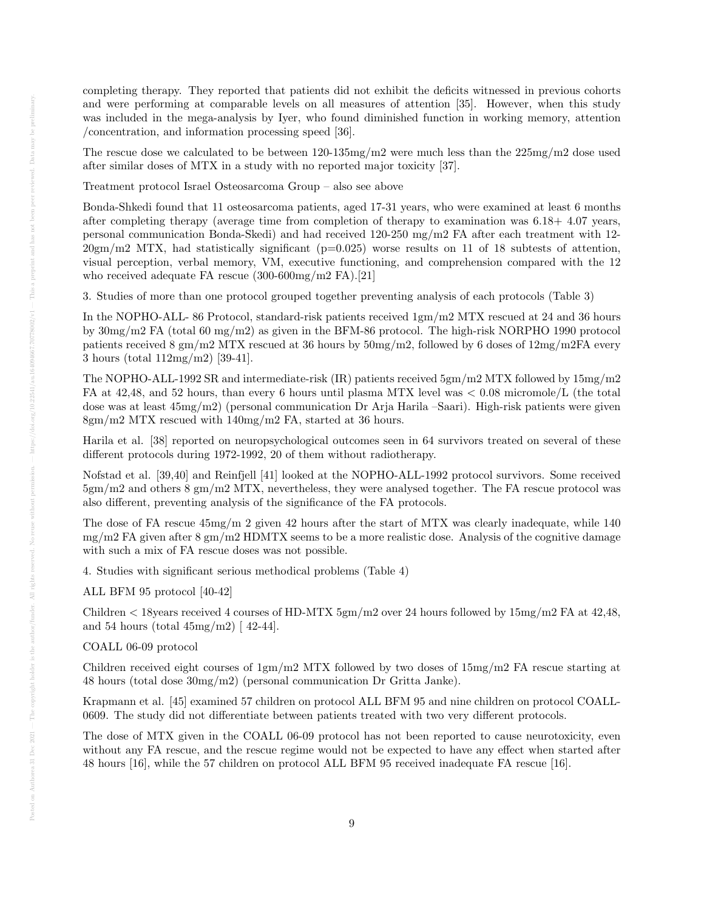completing therapy. They reported that patients did not exhibit the deficits witnessed in previous cohorts and were performing at comparable levels on all measures of attention [35]. However, when this study was included in the mega-analysis by Iyer, who found diminished function in working memory, attention /concentration, and information processing speed [36].

The rescue dose we calculated to be between 120-135mg/m2 were much less than the 225mg/m2 dose used after similar doses of MTX in a study with no reported major toxicity [37].

Treatment protocol Israel Osteosarcoma Group – also see above

Bonda-Shkedi found that 11 osteosarcoma patients, aged 17-31 years, who were examined at least 6 months after completing therapy (average time from completion of therapy to examination was 6.18+ 4.07 years, personal communication Bonda-Skedi) and had received 120-250 mg/m2 FA after each treatment with 12-20gm/m2 MTX, had statistically significant (p=0.025) worse results on 11 of 18 subtests of attention, visual perception, verbal memory, VM, executive functioning, and comprehension compared with the 12 who received adequate FA rescue (300-600mg/m2 FA).[21]

3. Studies of more than one protocol grouped together preventing analysis of each protocols (Table 3)

In the NOPHO-ALL- 86 Protocol, standard-risk patients received 1gm/m2 MTX rescued at 24 and 36 hours by 30mg/m2 FA (total 60 mg/m2) as given in the BFM-86 protocol. The high-risk NORPHO 1990 protocol patients received 8 gm/m2 MTX rescued at 36 hours by 50mg/m2, followed by 6 doses of 12mg/m2FA every 3 hours (total 112mg/m2) [39-41].

The NOPHO-ALL-1992 SR and intermediate-risk (IR) patients received 5gm/m2 MTX followed by 15mg/m2 FA at 42,48, and 52 hours, than every 6 hours until plasma MTX level was < 0.08 micromole/L (the total dose was at least 45mg/m2) (personal communication Dr Arja Harila –Saari). High-risk patients were given 8gm/m2 MTX rescued with 140mg/m2 FA, started at 36 hours.

Harila et al. [38] reported on neuropsychological outcomes seen in 64 survivors treated on several of these different protocols during 1972-1992, 20 of them without radiotherapy.

Nofstad et al. [39,40] and Reinfjell [41] looked at the NOPHO-ALL-1992 protocol survivors. Some received 5gm/m2 and others 8 gm/m2 MTX, nevertheless, they were analysed together. The FA rescue protocol was also different, preventing analysis of the significance of the FA protocols.

The dose of FA rescue 45mg/m 2 given 42 hours after the start of MTX was clearly inadequate, while 140 mg/m2 FA given after 8 gm/m2 HDMTX seems to be a more realistic dose. Analysis of the cognitive damage with such a mix of FA rescue doses was not possible.

4. Studies with significant serious methodical problems (Table 4)

ALL BFM 95 protocol [40-42]

Children < 18years received 4 courses of HD-MTX 5gm/m2 over 24 hours followed by 15mg/m2 FA at 42,48, and 54 hours (total 45mg/m2) [ 42-44].

COALL 06-09 protocol

Children received eight courses of 1gm/m2 MTX followed by two doses of 15mg/m2 FA rescue starting at 48 hours (total dose 30mg/m2) (personal communication Dr Gritta Janke).

Krapmann et al. [45] examined 57 children on protocol ALL BFM 95 and nine children on protocol COALL-0609. The study did not differentiate between patients treated with two very different protocols.

The dose of MTX given in the COALL 06-09 protocol has not been reported to cause neurotoxicity, even without any FA rescue, and the rescue regime would not be expected to have any effect when started after 48 hours [16], while the 57 children on protocol ALL BFM 95 received inadequate FA rescue [16].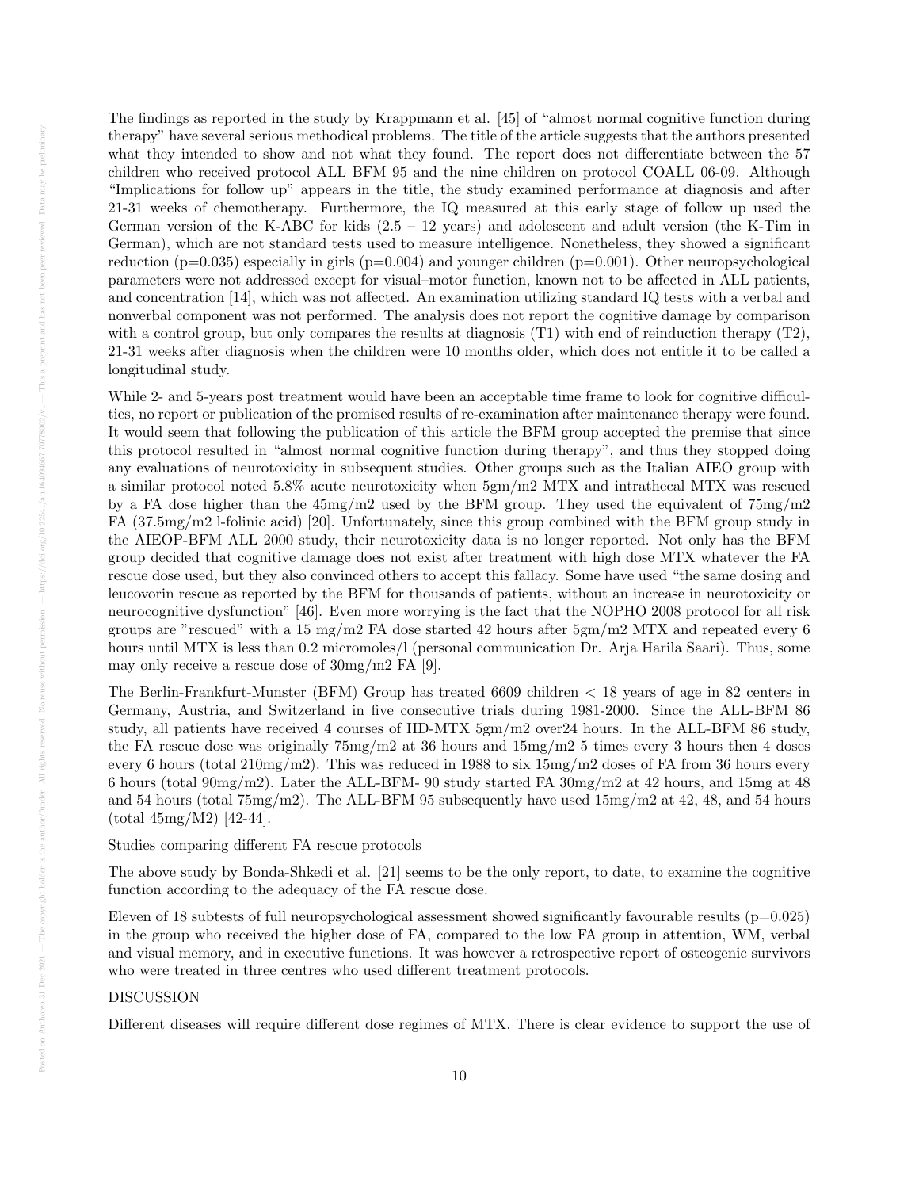The findings as reported in the study by Krappmann et al. [45] of "almost normal cognitive function during therapy" have several serious methodical problems. The title of the article suggests that the authors presented what they intended to show and not what they found. The report does not differentiate between the 57 children who received protocol ALL BFM 95 and the nine children on protocol COALL 06-09. Although "Implications for follow up" appears in the title, the study examined performance at diagnosis and after 21-31 weeks of chemotherapy. Furthermore, the IQ measured at this early stage of follow up used the German version of the K-ABC for kids (2.5 – 12 years) and adolescent and adult version (the K-Tim in German), which are not standard tests used to measure intelligence. Nonetheless, they showed a significant reduction ($p=0.035$) especially in girls ($p=0.004$) and younger children ($p=0.001$). Other neuropsychological parameters were not addressed except for visual–motor function, known not to be affected in ALL patients, and concentration [14], which was not affected. An examination utilizing standard IQ tests with a verbal and nonverbal component was not performed. The analysis does not report the cognitive damage by comparison with a control group, but only compares the results at diagnosis (T1) with end of reinduction therapy (T2), 21-31 weeks after diagnosis when the children were 10 months older, which does not entitle it to be called a longitudinal study.

While 2- and 5-years post treatment would have been an acceptable time frame to look for cognitive difficulties, no report or publication of the promised results of re-examination after maintenance therapy were found. It would seem that following the publication of this article the BFM group accepted the premise that since this protocol resulted in "almost normal cognitive function during therapy", and thus they stopped doing any evaluations of neurotoxicity in subsequent studies. Other groups such as the Italian AIEO group with a similar protocol noted 5.8% acute neurotoxicity when 5gm/m2 MTX and intrathecal MTX was rescued by a FA dose higher than the 45mg/m2 used by the BFM group. They used the equivalent of 75mg/m2 FA (37.5mg/m2 l-folinic acid) [20]. Unfortunately, since this group combined with the BFM group study in the AIEOP-BFM ALL 2000 study, their neurotoxicity data is no longer reported. Not only has the BFM group decided that cognitive damage does not exist after treatment with high dose MTX whatever the FA rescue dose used, but they also convinced others to accept this fallacy. Some have used "the same dosing and leucovorin rescue as reported by the BFM for thousands of patients, without an increase in neurotoxicity or neurocognitive dysfunction" [46]. Even more worrying is the fact that the NOPHO 2008 protocol for all risk groups are "rescued" with a 15 mg/m2 FA dose started 42 hours after 5gm/m2 MTX and repeated every 6 hours until MTX is less than 0.2 micromoles/l (personal communication Dr. Arja Harila Saari). Thus, some may only receive a rescue dose of 30mg/m2 FA [9].

The Berlin-Frankfurt-Munster (BFM) Group has treated 6609 children < 18 years of age in 82 centers in Germany, Austria, and Switzerland in five consecutive trials during 1981-2000. Since the ALL-BFM 86 study, all patients have received 4 courses of HD-MTX 5gm/m2 over24 hours. In the ALL-BFM 86 study, the FA rescue dose was originally 75mg/m2 at 36 hours and 15mg/m2 5 times every 3 hours then 4 doses every 6 hours (total 210mg/m2). This was reduced in 1988 to six 15mg/m2 doses of FA from 36 hours every 6 hours (total 90mg/m2). Later the ALL-BFM- 90 study started FA 30mg/m2 at 42 hours, and 15mg at 48 and 54 hours (total 75mg/m2). The ALL-BFM 95 subsequently have used 15mg/m2 at 42, 48, and 54 hours (total 45mg/M2) [42-44].

Studies comparing different FA rescue protocols

The above study by Bonda-Shkedi et al. [21] seems to be the only report, to date, to examine the cognitive function according to the adequacy of the FA rescue dose.

Eleven of 18 subtests of full neuropsychological assessment showed significantly favourable results ($p=0.025$) in the group who received the higher dose of FA, compared to the low FA group in attention, WM, verbal and visual memory, and in executive functions. It was however a retrospective report of osteogenic survivors who were treated in three centres who used different treatment protocols.

## DISCUSSION

Different diseases will require different dose regimes of MTX. There is clear evidence to support the use of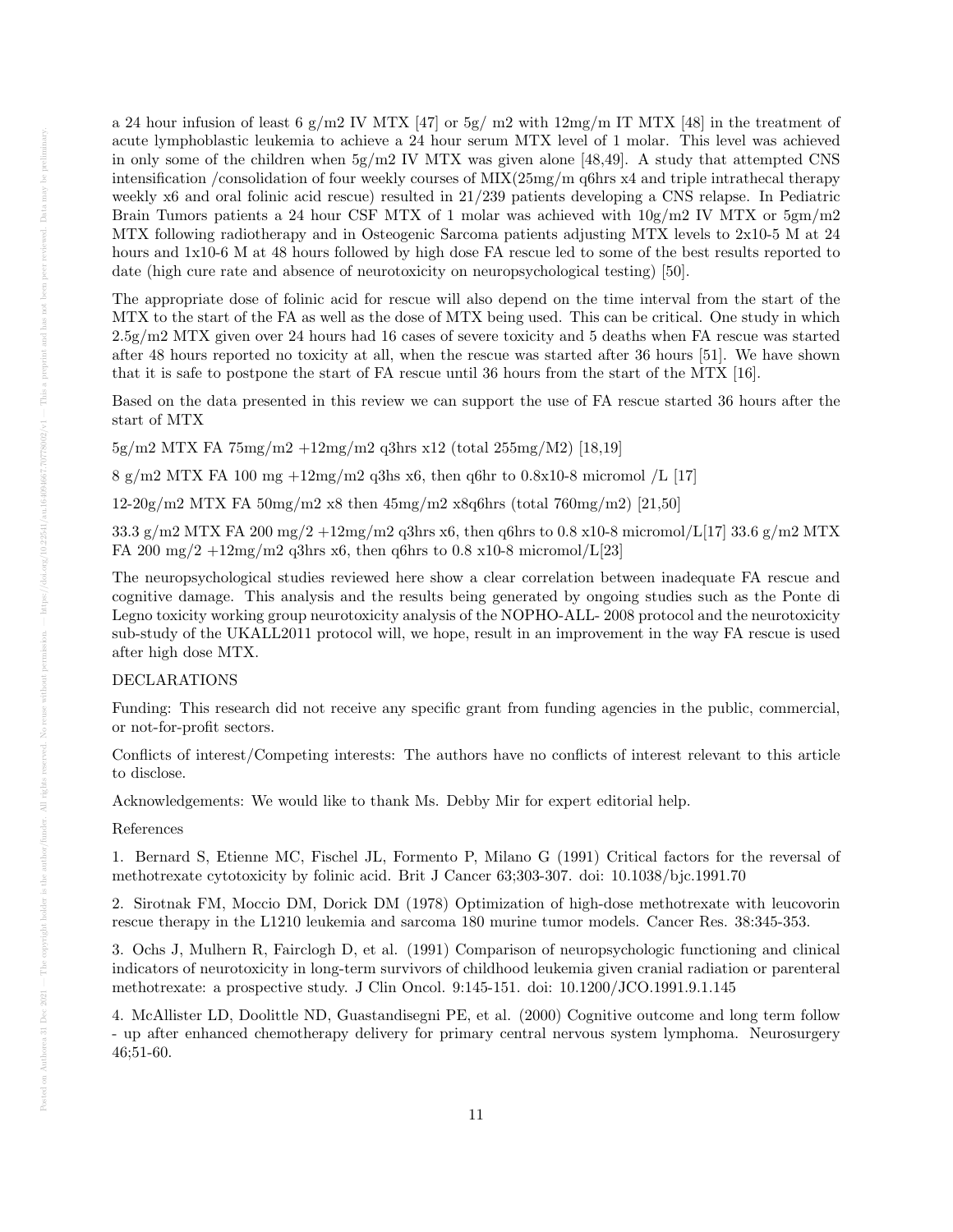a 24 hour infusion of least 6 g/m2 IV MTX [47] or 5g/ m2 with 12mg/m IT MTX [48] in the treatment of acute lymphoblastic leukemia to achieve a 24 hour serum MTX level of 1 molar. This level was achieved in only some of the children when 5g/m2 IV MTX was given alone [48,49]. A study that attempted CNS intensification /consolidation of four weekly courses of MIX(25mg/m q6hrs x4 and triple intrathecal therapy weekly x6 and oral folinic acid rescue) resulted in 21/239 patients developing a CNS relapse. In Pediatric Brain Tumors patients a 24 hour CSF MTX of 1 molar was achieved with 10g/m2 IV MTX or 5gm/m2 MTX following radiotherapy and in Osteogenic Sarcoma patients adjusting MTX levels to 2x10-5 M at 24 hours and 1x10-6 M at 48 hours followed by high dose FA rescue led to some of the best results reported to date (high cure rate and absence of neurotoxicity on neuropsychological testing) [50].

The appropriate dose of folinic acid for rescue will also depend on the time interval from the start of the MTX to the start of the FA as well as the dose of MTX being used. This can be critical. One study in which 2.5g/m2 MTX given over 24 hours had 16 cases of severe toxicity and 5 deaths when FA rescue was started after 48 hours reported no toxicity at all, when the rescue was started after 36 hours [51]. We have shown that it is safe to postpone the start of FA rescue until 36 hours from the start of the MTX [16].

Based on the data presented in this review we can support the use of FA rescue started 36 hours after the start of MTX

5g/m2 MTX FA 75mg/m2 +12mg/m2 q3hrs x12 (total 255mg/M2) [18,19]

8 g/m2 MTX FA 100 mg +12mg/m2 q3hs x6, then q6hr to 0.8x10-8 micromol /L [17]

12-20g/m2 MTX FA 50mg/m2 x8 then 45mg/m2 x8q6hrs (total 760mg/m2) [21,50]

33.3 g/m2 MTX FA 200 mg/2 +12mg/m2 q3hrs x6, then q6hrs to 0.8 x10-8 micromol/L[17] 33.6 g/m2 MTX FA 200 mg/2 +12mg/m2 q3hrs x6, then q6hrs to 0.8 x10-8 micromol/L[23]

The neuropsychological studies reviewed here show a clear correlation between inadequate FA rescue and cognitive damage. This analysis and the results being generated by ongoing studies such as the Ponte di Legno toxicity working group neurotoxicity analysis of the NOPHO-ALL- 2008 protocol and the neurotoxicity sub-study of the UKALL2011 protocol will, we hope, result in an improvement in the way FA rescue is used after high dose MTX.

DECLARATIONS

Funding: This research did not receive any specific grant from funding agencies in the public, commercial, or not-for-profit sectors.

Conflicts of interest/Competing interests: The authors have no conflicts of interest relevant to this article to disclose.

Acknowledgements: We would like to thank Ms. Debby Mir for expert editorial help.

References

1. Bernard S, Etienne MC, Fischel JL, Formento P, Milano G (1991) Critical factors for the reversal of methotrexate cytotoxicity by folinic acid. Brit J Cancer 63;303-307. doi: 10.1038/bjc.1991.70

2. Sirotnak FM, Moccio DM, Dorick DM (1978) Optimization of high-dose methotrexate with leucovorin rescue therapy in the L1210 leukemia and sarcoma 180 murine tumor models. Cancer Res. 38:345-353.

3. Ochs J, Mulhern R, Fairclogh D, et al. (1991) Comparison of neuropsychologic functioning and clinical indicators of neurotoxicity in long-term survivors of childhood leukemia given cranial radiation or parenteral methotrexate: a prospective study. J Clin Oncol. 9:145-151. doi: 10.1200/JCO.1991.9.1.145

4. McAllister LD, Doolittle ND, Guastandisegni PE, et al. (2000) Cognitive outcome and long term follow - up after enhanced chemotherapy delivery for primary central nervous system lymphoma. Neurosurgery 46;51-60.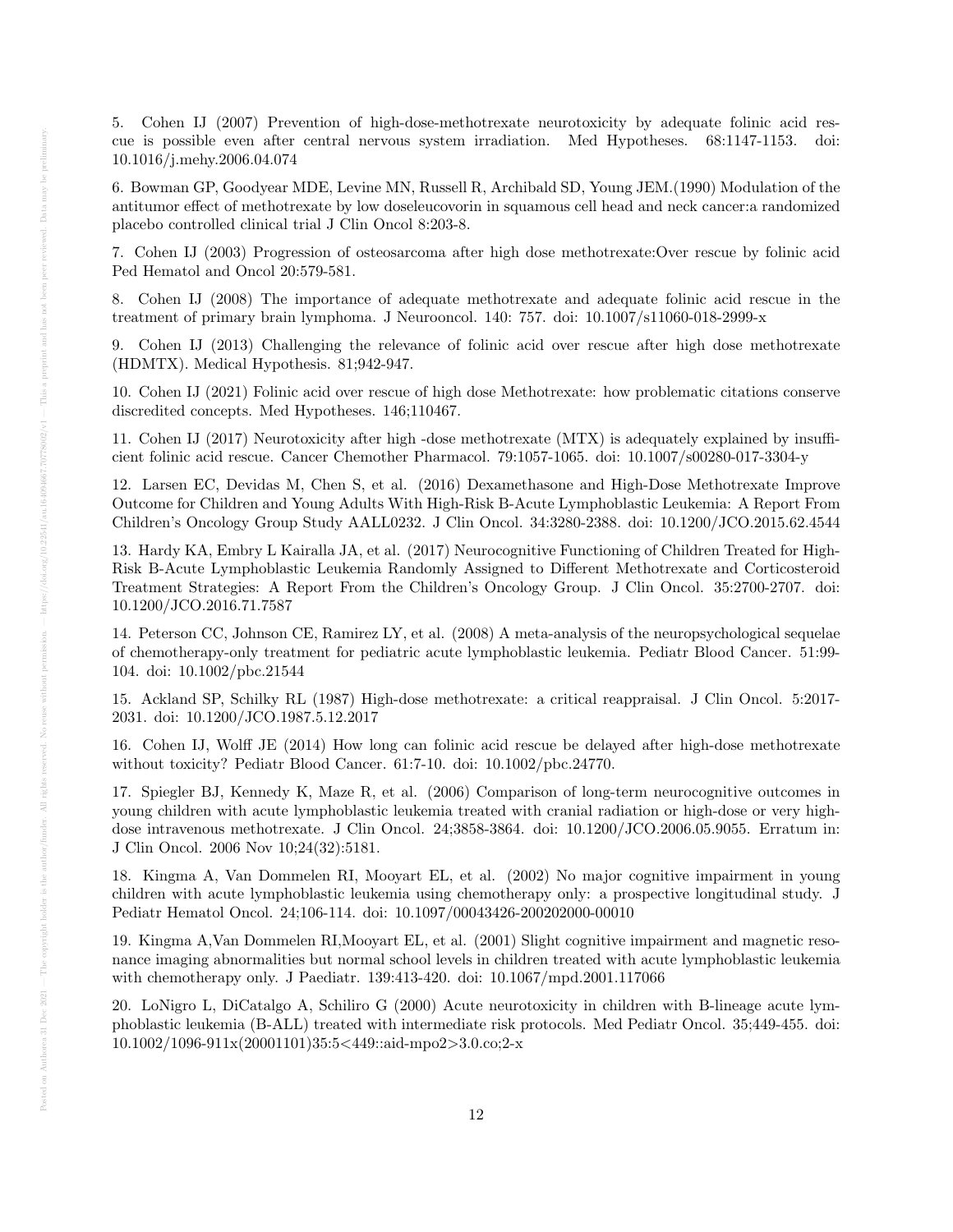5. Cohen IJ (2007) Prevention of high-dose-methotrexate neurotoxicity by adequate folinic acid rescue is possible even after central nervous system irradiation. Med Hypotheses. 68:1147-1153. doi: 10.1016/j.mehy.2006.04.074

6. Bowman GP, Goodyear MDE, Levine MN, Russell R, Archibald SD, Young JEM.(1990) Modulation of the antitumor effect of methotrexate by low doseleucovorin in squamous cell head and neck cancer:a randomized placebo controlled clinical trial J Clin Oncol 8:203-8.

7. Cohen IJ (2003) Progression of osteosarcoma after high dose methotrexate:Over rescue by folinic acid Ped Hematol and Oncol 20:579-581.

8. Cohen IJ (2008) The importance of adequate methotrexate and adequate folinic acid rescue in the treatment of primary brain lymphoma. J Neurooncol. 140: 757. doi: 10.1007/s11060-018-2999-x

9. Cohen IJ (2013) Challenging the relevance of folinic acid over rescue after high dose methotrexate (HDMTX). Medical Hypothesis. 81;942-947.

10. Cohen IJ (2021) Folinic acid over rescue of high dose Methotrexate: how problematic citations conserve discredited concepts. Med Hypotheses. 146;110467.

11. Cohen IJ (2017) Neurotoxicity after high -dose methotrexate (MTX) is adequately explained by insufficient folinic acid rescue. Cancer Chemother Pharmacol. 79:1057-1065. doi: 10.1007/s00280-017-3304-y

12. Larsen EC, Devidas M, Chen S, et al. (2016) Dexamethasone and High-Dose Methotrexate Improve Outcome for Children and Young Adults With High-Risk B-Acute Lymphoblastic Leukemia: A Report From Children's Oncology Group Study AALL0232. J Clin Oncol. 34:3280-2388. doi: 10.1200/JCO.2015.62.4544

13. Hardy KA, Embry L Kairalla JA, et al. (2017) Neurocognitive Functioning of Children Treated for High-Risk B-Acute Lymphoblastic Leukemia Randomly Assigned to Different Methotrexate and Corticosteroid Treatment Strategies: A Report From the Children's Oncology Group. J Clin Oncol. 35:2700-2707. doi: 10.1200/JCO.2016.71.7587

14. Peterson CC, Johnson CE, Ramirez LY, et al. (2008) A meta-analysis of the neuropsychological sequelae of chemotherapy-only treatment for pediatric acute lymphoblastic leukemia. Pediatr Blood Cancer. 51:99-104. doi: 10.1002/pbc.21544

15. Ackland SP, Schilky RL (1987) High-dose methotrexate: a critical reappraisal. J Clin Oncol. 5:2017-2031. doi: 10.1200/JCO.1987.5.12.2017

16. Cohen IJ, Wolff JE (2014) How long can folinic acid rescue be delayed after high-dose methotrexate without toxicity? Pediatr Blood Cancer. 61:7-10. doi: 10.1002/pbc.24770.

17. Spiegler BJ, Kennedy K, Maze R, et al. (2006) Comparison of long-term neurocognitive outcomes in young children with acute lymphoblastic leukemia treated with cranial radiation or high-dose or very high-dose intravenous methotrexate. J Clin Oncol. 24;3858-3864. doi: 10.1200/JCO.2006.05.9055. Erratum in: J Clin Oncol. 2006 Nov 10;24(32):5181.

18. Kingma A, Van Dommelen RI, Mooyart EL, et al. (2002) No major cognitive impairment in young children with acute lymphoblastic leukemia using chemotherapy only: a prospective longitudinal study. J Pediatr Hematol Oncol. 24;106-114. doi: 10.1097/00043426-200202000-00010

19. Kingma A,Van Dommelen RI,Mooyart EL, et al. (2001) Slight cognitive impairment and magnetic resonance imaging abnormalities but normal school levels in children treated with acute lymphoblastic leukemia with chemotherapy only. J Paediatr. 139:413-420. doi: 10.1067/mpd.2001.117066

20. LoNigro L, DiCatalgo A, Schiliro G (2000) Acute neurotoxicity in children with B-lineage acute lymphoblastic leukemia (B-ALL) treated with intermediate risk protocols. Med Pediatr Oncol. 35;449-455. doi: 10.1002/1096-911x(20001101)35:5<449::aid-mpo2>3.0.co;2-x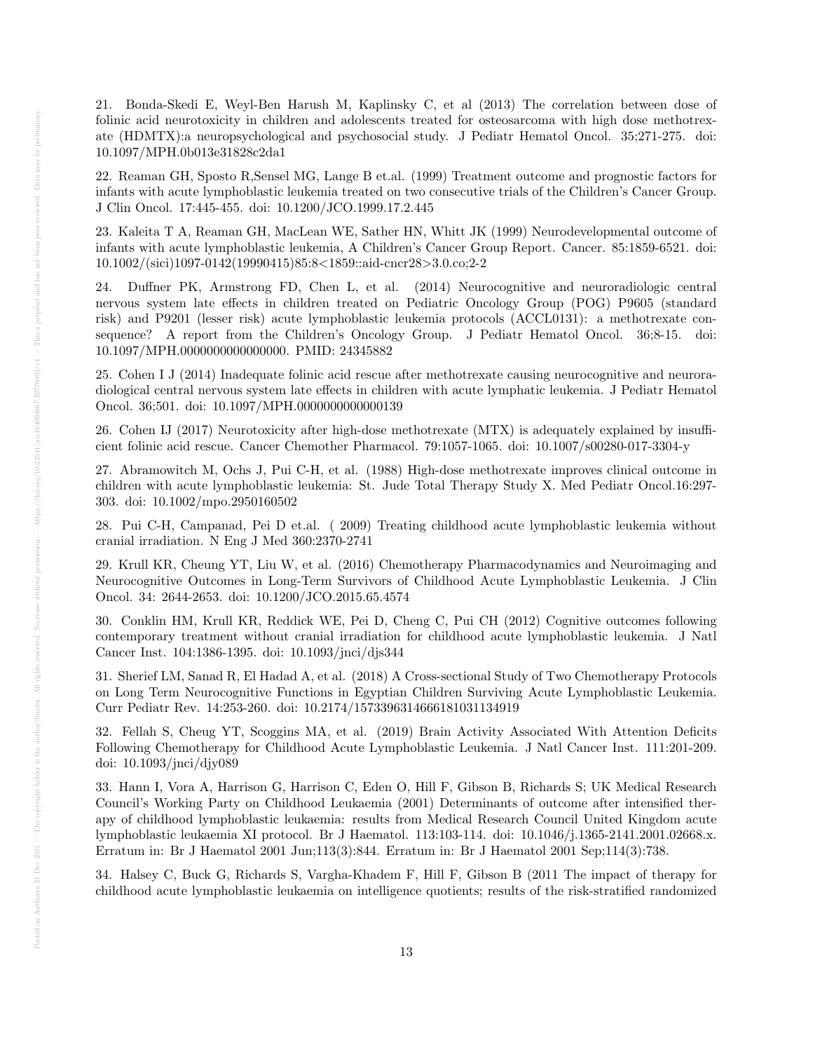21. Bonda-Skedi E, Weyl-Ben Harush M, Kaplinsky C, et al (2013) The correlation between dose of folinic acid neurotoxicity in children and adolescents treated for osteosarcoma with high dose methotrexate (HDMTX):a neuropsychological and psychosocial study. J Pediatr Hematol Oncol. 35;271-275. doi: 10.1097/MPH.0b013e31828c2da1

22. Reaman GH, Sposto R,Sensel MG, Lange B et.al. (1999) Treatment outcome and prognostic factors for infants with acute lymphoblastic leukemia treated on two consecutive trials of the Children's Cancer Group. J Clin Oncol. 17:445-455. doi: 10.1200/JCO.1999.17.2.445

23. Kaleita T A, Reaman GH, MacLean WE, Sather HN, Whitt JK (1999) Neurodevelopmental outcome of infants with acute lymphoblastic leukemia, A Children's Cancer Group Report. Cancer. 85:1859-6521. doi: 10.1002/(sici)1097-0142(19990415)85:8<1859::aid-cncr28>3.0.co;2-2

24. Duffner PK, Armstrong FD, Chen L, et al. (2014) Neurocognitive and neuroradiologic central nervous system late effects in children treated on Pediatric Oncology Group (POG) P9605 (standard risk) and P9201 (lesser risk) acute lymphoblastic leukemia protocols (ACCL0131): a methotrexate consequence? A report from the Children's Oncology Group. J Pediatr Hematol Oncol. 36;8-15. doi: 10.1097/MPH.0000000000000000. PMID: 24345882

25. Cohen I J (2014) Inadequate folinic acid rescue after methotrexate causing neurocognitive and neuroradiological central nervous system late effects in children with acute lymphatic leukemia. J Pediatr Hematol Oncol. 36;501. doi: 10.1097/MPH.0000000000000139

26. Cohen IJ (2017) Neurotoxicity after high-dose methotrexate (MTX) is adequately explained by insufficient folinic acid rescue. Cancer Chemother Pharmacol. 79:1057-1065. doi: 10.1007/s00280-017-3304-y

27. Abramowitch M, Ochs J, Pui C-H, et al. (1988) High-dose methotrexate improves clinical outcome in children with acute lymphoblastic leukemia: St. Jude Total Therapy Study X. Med Pediatr Oncol.16:297-303. doi: 10.1002/mpo.2950160502

28. Pui C-H, Campanad, Pei D et.al. ( 2009) Treating childhood acute lymphoblastic leukemia without cranial irradiation. N Eng J Med 360:2370-2741

29. Krull KR, Cheung YT, Liu W, et al. (2016) Chemotherapy Pharmacodynamics and Neuroimaging and Neurocognitive Outcomes in Long-Term Survivors of Childhood Acute Lymphoblastic Leukemia. J Clin Oncol. 34: 2644-2653. doi: 10.1200/JCO.2015.65.4574

30. Conklin HM, Krull KR, Reddick WE, Pei D, Cheng C, Pui CH (2012) Cognitive outcomes following contemporary treatment without cranial irradiation for childhood acute lymphoblastic leukemia. J Natl Cancer Inst. 104:1386-1395. doi: 10.1093/jnci/djs344

31. Sherief LM, Sanad R, El Hadad A, et al. (2018) A Cross-sectional Study of Two Chemotherapy Protocols on Long Term Neurocognitive Functions in Egyptian Children Surviving Acute Lymphoblastic Leukemia. Curr Pediatr Rev. 14:253-260. doi: 10.2174/1573396314666181031134919

32. Fellah S, Cheug YT, Scoggins MA, et al. (2019) Brain Activity Associated With Attention Deficits Following Chemotherapy for Childhood Acute Lymphoblastic Leukemia. J Natl Cancer Inst. 111:201-209. doi: 10.1093/jnci/djy089

33. Hann I, Vora A, Harrison G, Harrison C, Eden O, Hill F, Gibson B, Richards S; UK Medical Research Council's Working Party on Childhood Leukaemia (2001) Determinants of outcome after intensified therapy of childhood lymphoblastic leukaemia: results from Medical Research Council United Kingdom acute lymphoblastic leukaemia XI protocol. Br J Haematol. 113:103-114. doi: 10.1046/j.1365-2141.2001.02668.x. Erratum in: Br J Haematol 2001 Jun;113(3):844. Erratum in: Br J Haematol 2001 Sep;114(3):738.

34. Halsey C, Buck G, Richards S, Vargha-Khadem F, Hill F, Gibson B (2011 The impact of therapy for childhood acute lymphoblastic leukaemia on intelligence quotients; results of the risk-stratified randomized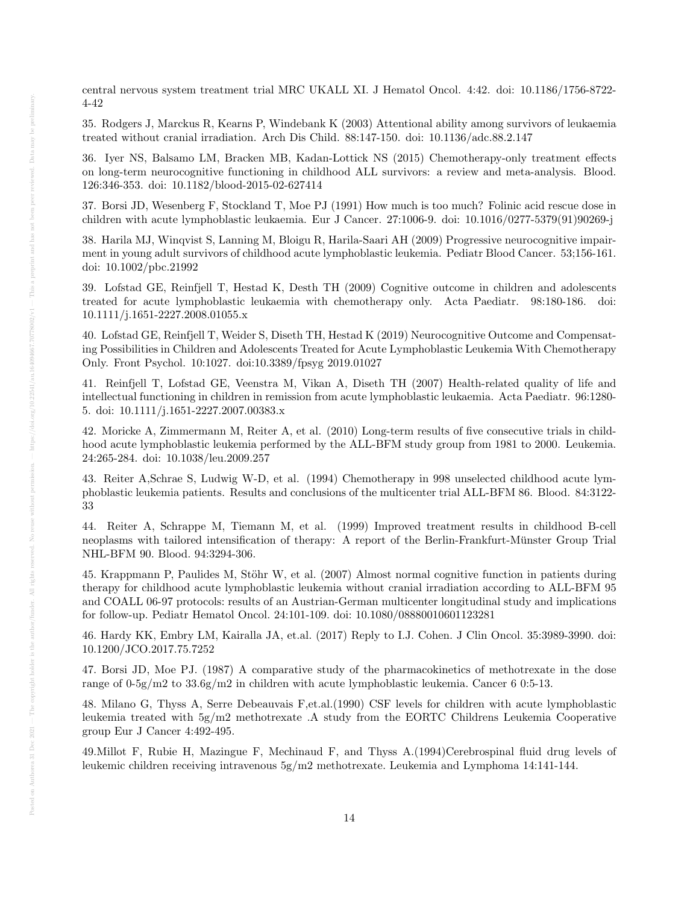central nervous system treatment trial MRC UKALL XI. J Hematol Oncol. 4:42. doi: 10.1186/1756-8722-4-42

35. Rodgers J, Marcus R, Kearns P, Windebank K (2003) Attentional ability among survivors of leukaemia treated without cranial irradiation. Arch Dis Child. 88:147-150. doi: 10.1136/adc.88.2.147

36. Iyer NS, Balsamo LM, Bracken MB, Kadan-Lottick NS (2015) Chemotherapy-only treatment effects on long-term neurocognitive functioning in childhood ALL survivors: a review and meta-analysis. Blood. 126:346-353. doi: 10.1182/blood-2015-02-627414

37. Borsi JD, Wesenberg F, Stockland T, Moe PJ (1991) How much is too much? Folinic acid rescue dose in children with acute lymphoblastic leukaemia. Eur J Cancer. 27:1006-9. doi: 10.1016/0277-5379(91)90269-j

38. Harila MJ, Winqvist S, Lanning M, Bloigu R, Harila-Saari AH (2009) Progressive neurocognitive impairment in young adult survivors of childhood acute lymphoblastic leukemia. Pediatr Blood Cancer. 53;156-161. doi: 10.1002/pbc.21992

39. Lofstad GE, Reinfjell T, Hestad K, Desth TH (2009) Cognitive outcome in children and adolescents treated for acute lymphoblastic leukaemia with chemotherapy only. Acta Paediatr. 98:180-186. doi: 10.1111/j.1651-2227.2008.01055.x

40. Lofstad GE, Reinfjell T, Weider S, Diseth TH, Hestad K (2019) Neurocognitive Outcome and Compensating Possibilities in Children and Adolescents Treated for Acute Lymphoblastic Leukemia With Chemotherapy Only. Front Psychol. 10:1027. doi:10.3389/fpsyg 2019.01027

41. Reinfjell T, Lofstad GE, Veenstra M, Vikan A, Diseth TH (2007) Health-related quality of life and intellectual functioning in children in remission from acute lymphoblastic leukaemia. Acta Paediatr. 96:1280-5. doi: 10.1111/j.1651-2227.2007.00383.x

42. Moricke A, Zimmermann M, Reiter A, et al. (2010) Long-term results of five consecutive trials in childhood acute lymphoblastic leukemia performed by the ALL-BFM study group from 1981 to 2000. Leukemia. 24:265-284. doi: 10.1038/leu.2009.257

43. Reiter A,Schrae S, Ludwig W-D, et al. (1994) Chemotherapy in 998 unselected childhood acute lymphoblastic leukemia patients. Results and conclusions of the multicenter trial ALL-BFM 86. Blood. 84:3122-33

44. Reiter A, Schrappe M, Tiemann M, et al. (1999) Improved treatment results in childhood B-cell neoplasms with tailored intensification of therapy: A report of the Berlin-Frankfurt-Münster Group Trial NHL-BFM 90. Blood. 94:3294-306.

45. Krappmann P, Paulides M, Stöhr W, et al. (2007) Almost normal cognitive function in patients during therapy for childhood acute lymphoblastic leukemia without cranial irradiation according to ALL-BFM 95 and COALL 06-97 protocols: results of an Austrian-German multicenter longitudinal study and implications for follow-up. Pediatr Hematol Oncol. 24:101-109. doi: 10.1080/08880010601123281

46. Hardy KK, Embry LM, Kairalla JA, et.al. (2017) Reply to I.J. Cohen. J Clin Oncol. 35:3989-3990. doi: 10.1200/JCO.2017.75.7252

47. Borsi JD, Moe PJ. (1987) A comparative study of the pharmacokinetics of methotrexate in the dose range of 0-5g/m2 to 33.6g/m2 in children with acute lymphoblastic leukemia. Cancer 6 0:5-13.

48. Milano G, Thyss A, Serre Debeauvais F,et.al.(1990) CSF levels for children with acute lymphoblastic leukemia treated with 5g/m2 methotrexate .A study from the EORTC Childrens Leukemia Cooperative group Eur J Cancer 4:492-495.

49.Millot F, Rubie H, Mazingue F, Mechinaud F, and Thyss A.(1994)Cerebrospinal fluid drug levels of leukemic children receiving intravenous 5g/m2 methotrexate. Leukemia and Lymphoma 14:141-144.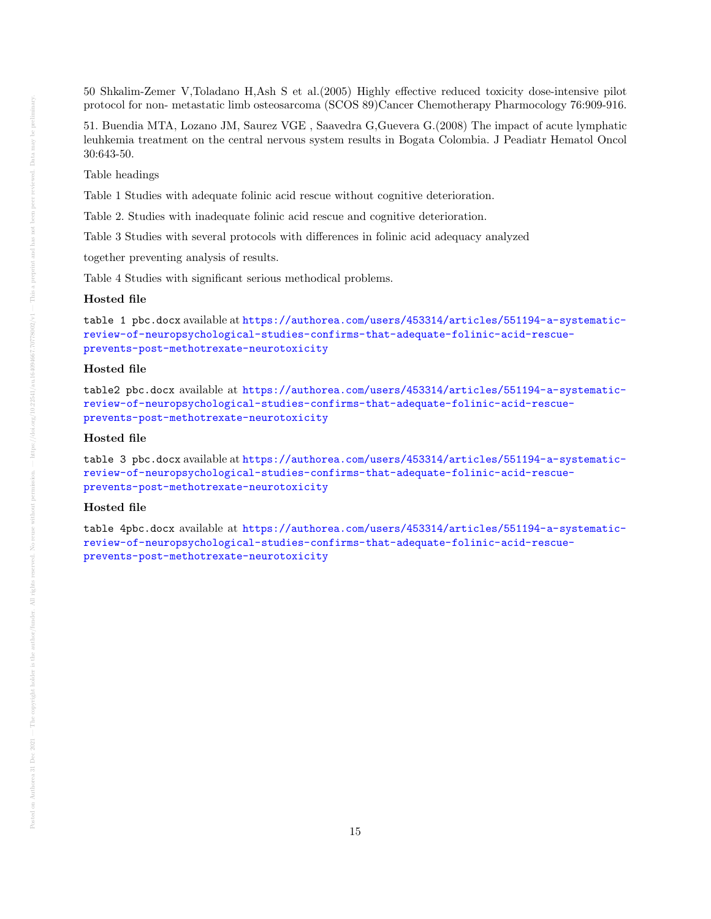50 Shkalim-Zemer V,Toladano H,Ash S et al.(2005) Highly effective reduced toxicity dose-intensive pilot protocol for non- metastatic limb osteosarcoma (SCOS 89)Cancer Chemotherapy Pharmocology 76:909-916.

51. Buendia MTA, Lozano JM, Saurez VGE , Saavedra G,Guevera G.(2008) The impact of acute lymphatic leuhkemia treatment on the central nervous system results in Bogata Colombia. J Peadiatr Hematol Oncol 30:643-50.

Table headings

Table 1 Studies with adequate folinic acid rescue without cognitive deterioration.

Table 2. Studies with inadequate folinic acid rescue and cognitive deterioration.

Table 3 Studies with several protocols with differences in folinic acid adequacy analyzed

together preventing analysis of results.

Table 4 Studies with significant serious methodical problems.

**Hosted file**

`table 1 pbc.docx` available at https://authorea.com/users/453314/articles/551194-a-systematic-review-of-neuropsychological-studies-confirms-that-adequate-folinic-acid-rescue-prevents-post-methotrexate-neurotoxicity

**Hosted file**

`table2 pbc.docx` available at https://authorea.com/users/453314/articles/551194-a-systematic-review-of-neuropsychological-studies-confirms-that-adequate-folinic-acid-rescue-prevents-post-methotrexate-neurotoxicity

**Hosted file**

`table 3 pbc.docx` available at https://authorea.com/users/453314/articles/551194-a-systematic-review-of-neuropsychological-studies-confirms-that-adequate-folinic-acid-rescue-prevents-post-methotrexate-neurotoxicity

**Hosted file**

`table 4pbc.docx` available at https://authorea.com/users/453314/articles/551194-a-systematic-review-of-neuropsychological-studies-confirms-that-adequate-folinic-acid-rescue-prevents-post-methotrexate-neurotoxicity